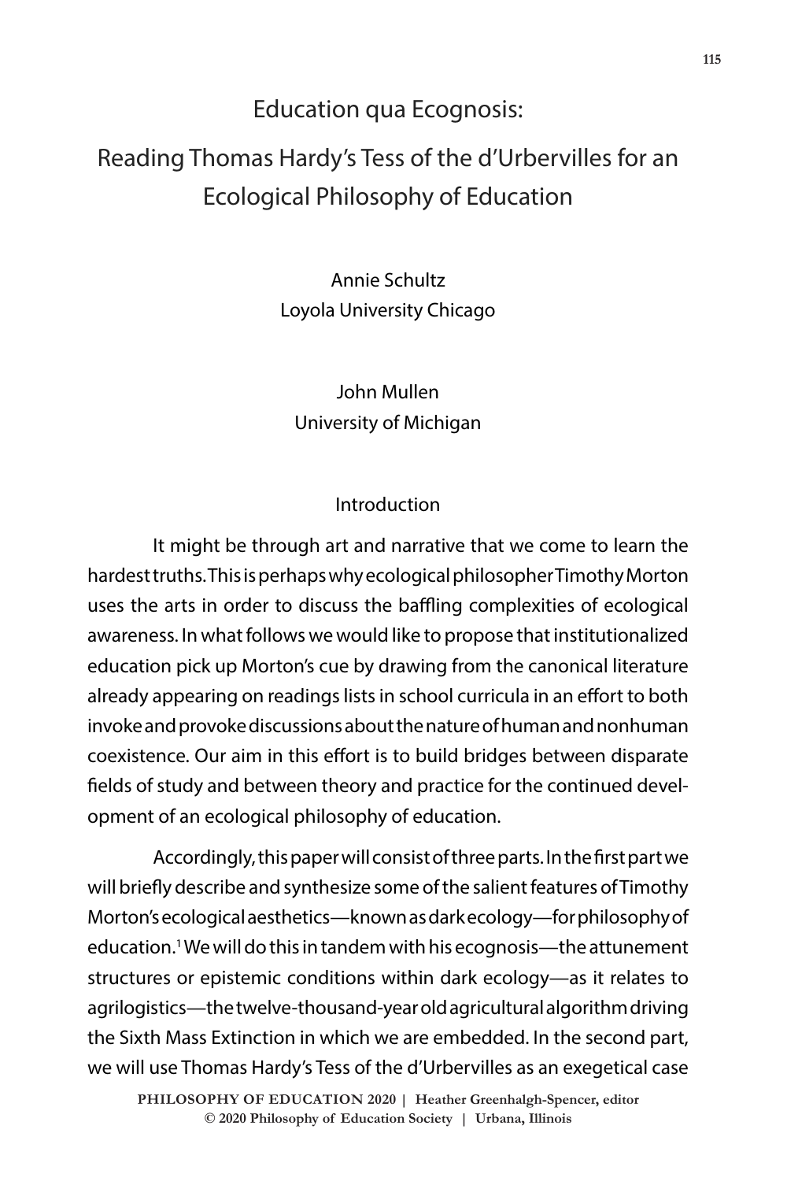# Education qua Ecognosis:

# Reading Thomas Hardy's Tess of the d'Urbervilles for an Ecological Philosophy of Education

Annie Schultz
Loyola University Chicago

John Mullen
University of Michigan

## Introduction

It might be through art and narrative that we come to learn the hardest truths. This is perhaps why ecological philosopher Timothy Morton uses the arts in order to discuss the baffling complexities of ecological awareness. In what follows we would like to propose that institutionalized education pick up Morton's cue by drawing from the canonical literature already appearing on readings lists in school curricula in an effort to both invoke and provoke discussions about the nature of human and nonhuman coexistence. Our aim in this effort is to build bridges between disparate fields of study and between theory and practice for the continued development of an ecological philosophy of education.

Accordingly, this paper will consist of three parts. In the first part we will briefly describe and synthesize some of the salient features of Timothy Morton's ecological aesthetics—known as dark ecology—for philosophy of education.[1] We will do this in tandem with his ecognosis—the attunement structures or epistemic conditions within dark ecology—as it relates to agrilogistics—the twelve-thousand-year old agricultural algorithm driving the Sixth Mass Extinction in which we are embedded. In the second part, we will use Thomas Hardy's Tess of the d'Urbervilles as an exegetical case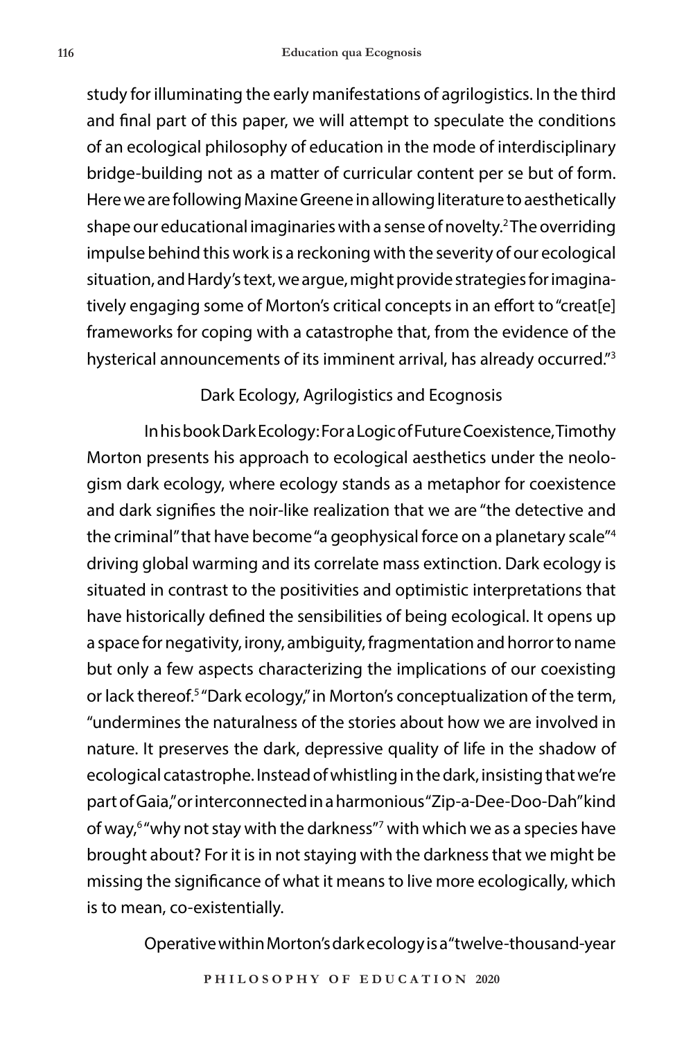study for illuminating the early manifestations of agrilogistics. In the third and final part of this paper, we will attempt to speculate the conditions of an ecological philosophy of education in the mode of interdisciplinary bridge-building not as a matter of curricular content per se but of form. Here we are following Maxine Greene in allowing literature to aesthetically shape our educational imaginaries with a sense of novelty.[2] The overriding impulse behind this work is a reckoning with the severity of our ecological situation, and Hardy's text, we argue, might provide strategies for imaginatively engaging some of Morton's critical concepts in an effort to "creat[e] frameworks for coping with a catastrophe that, from the evidence of the hysterical announcements of its imminent arrival, has already occurred."[3]

## Dark Ecology, Agrilogistics and Ecognosis

In his book Dark Ecology: For a Logic of Future Coexistence, Timothy Morton presents his approach to ecological aesthetics under the neologism dark ecology, where ecology stands as a metaphor for coexistence and dark signifies the noir-like realization that we are "the detective and the criminal" that have become "a geophysical force on a planetary scale"[4] driving global warming and its correlate mass extinction. Dark ecology is situated in contrast to the positivities and optimistic interpretations that have historically defined the sensibilities of being ecological. It opens up a space for negativity, irony, ambiguity, fragmentation and horror to name but only a few aspects characterizing the implications of our coexisting or lack thereof.[5] "Dark ecology," in Morton's conceptualization of the term, "undermines the naturalness of the stories about how we are involved in nature. It preserves the dark, depressive quality of life in the shadow of ecological catastrophe. Instead of whistling in the dark, insisting that we're part of Gaia," or interconnected in a harmonious "Zip-a-Dee-Doo-Dah" kind of way,[6] "why not stay with the darkness"[7] with which we as a species have brought about? For it is in not staying with the darkness that we might be missing the significance of what it means to live more ecologically, which is to mean, co-existentially.

Operative within Morton's dark ecology is a "twelve-thousand-year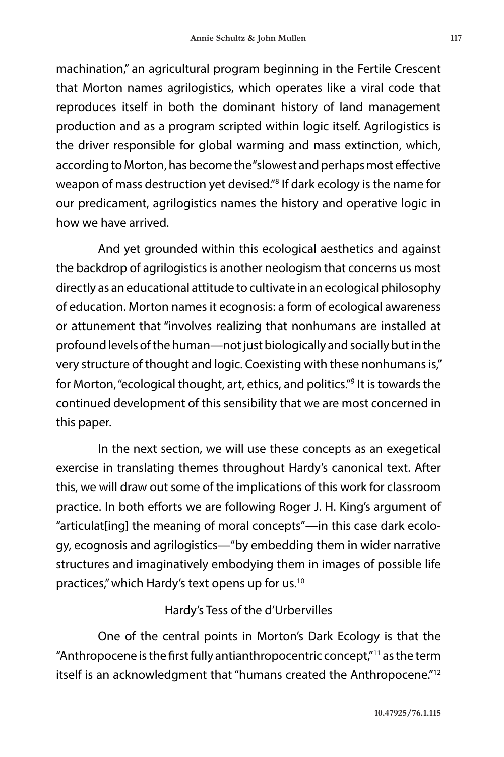machination," an agricultural program beginning in the Fertile Crescent that Morton names agrilogistics, which operates like a viral code that reproduces itself in both the dominant history of land management production and as a program scripted within logic itself. Agrilogistics is the driver responsible for global warming and mass extinction, which, according to Morton, has become the "slowest and perhaps most effective weapon of mass destruction yet devised."[8] If dark ecology is the name for our predicament, agrilogistics names the history and operative logic in how we have arrived.

And yet grounded within this ecological aesthetics and against the backdrop of agrilogistics is another neologism that concerns us most directly as an educational attitude to cultivate in an ecological philosophy of education. Morton names it ecognosis: a form of ecological awareness or attunement that "involves realizing that nonhumans are installed at profound levels of the human—not just biologically and socially but in the very structure of thought and logic. Coexisting with these nonhumans is," for Morton, "ecological thought, art, ethics, and politics."[9] It is towards the continued development of this sensibility that we are most concerned in this paper.

In the next section, we will use these concepts as an exegetical exercise in translating themes throughout Hardy's canonical text. After this, we will draw out some of the implications of this work for classroom practice. In both efforts we are following Roger J. H. King's argument of "articulat[ing] the meaning of moral concepts"—in this case dark ecology, ecognosis and agrilogistics—"by embedding them in wider narrative structures and imaginatively embodying them in images of possible life practices," which Hardy's text opens up for us.[10]

## Hardy's Tess of the d'Urbervilles

One of the central points in Morton's Dark Ecology is that the "Anthropocene is the first fully antianthropocentric concept,"[11] as the term itself is an acknowledgment that "humans created the Anthropocene."[12]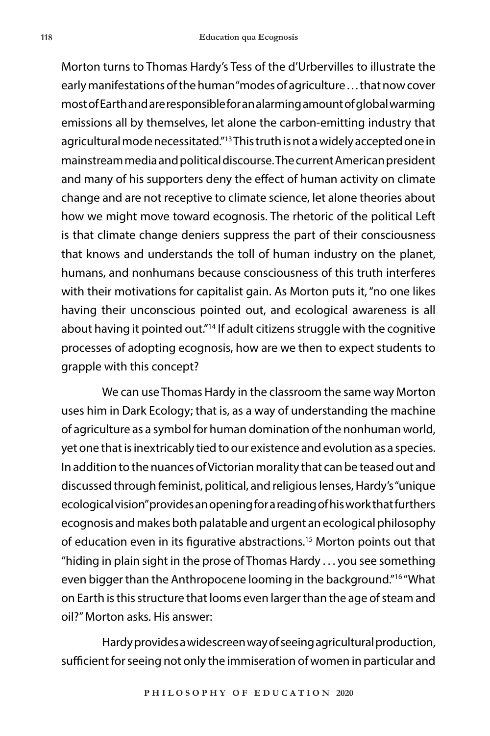Morton turns to Thomas Hardy's Tess of the d'Urbervilles to illustrate the early manifestations of the human "modes of agriculture . . . that now cover most of Earth and are responsible for an alarming amount of global warming emissions all by themselves, let alone the carbon-emitting industry that agricultural mode necessitated."[13] This truth is not a widely accepted one in mainstream media and political discourse. The current American president and many of his supporters deny the effect of human activity on climate change and are not receptive to climate science, let alone theories about how we might move toward ecognosis. The rhetoric of the political Left is that climate change deniers suppress the part of their consciousness that knows and understands the toll of human industry on the planet, humans, and nonhumans because consciousness of this truth interferes with their motivations for capitalist gain. As Morton puts it, "no one likes having their unconscious pointed out, and ecological awareness is all about having it pointed out."[14] If adult citizens struggle with the cognitive processes of adopting ecognosis, how are we then to expect students to grapple with this concept?

We can use Thomas Hardy in the classroom the same way Morton uses him in Dark Ecology; that is, as a way of understanding the machine of agriculture as a symbol for human domination of the nonhuman world, yet one that is inextricably tied to our existence and evolution as a species. In addition to the nuances of Victorian morality that can be teased out and discussed through feminist, political, and religious lenses, Hardy's "unique ecological vision" provides an opening for a reading of his work that furthers ecognosis and makes both palatable and urgent an ecological philosophy of education even in its figurative abstractions.[15] Morton points out that "hiding in plain sight in the prose of Thomas Hardy . . . you see something even bigger than the Anthropocene looming in the background."[16] "What on Earth is this structure that looms even larger than the age of steam and oil?" Morton asks. His answer:

> Hardy provides a widescreen way of seeing agricultural production, sufficient for seeing not only the immiseration of women in particular and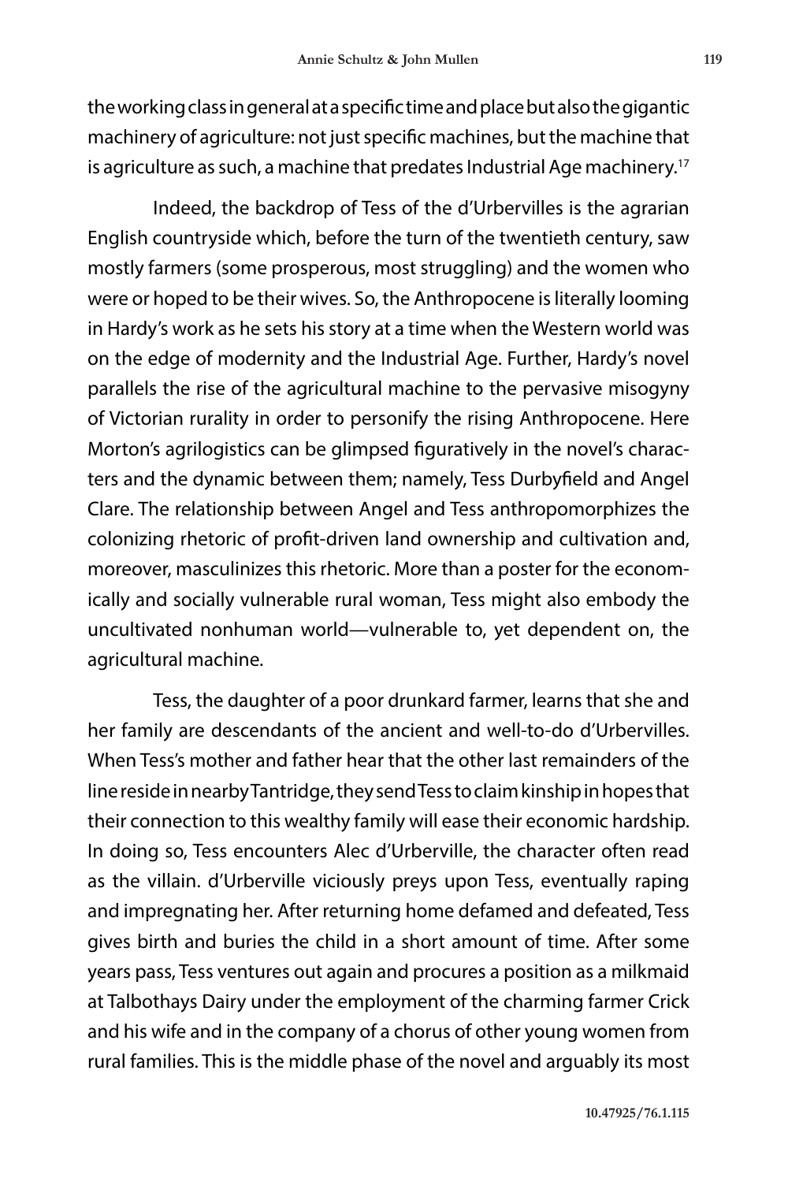the working class in general at a specific time and place but also the gigantic machinery of agriculture: not just specific machines, but the machine that is agriculture as such, a machine that predates Industrial Age machinery.[17]

Indeed, the backdrop of Tess of the d'Urbervilles is the agrarian English countryside which, before the turn of the twentieth century, saw mostly farmers (some prosperous, most struggling) and the women who were or hoped to be their wives. So, the Anthropocene is literally looming in Hardy's work as he sets his story at a time when the Western world was on the edge of modernity and the Industrial Age. Further, Hardy's novel parallels the rise of the agricultural machine to the pervasive misogyny of Victorian rurality in order to personify the rising Anthropocene. Here Morton's agrilogistics can be glimpsed figuratively in the novel's characters and the dynamic between them; namely, Tess Durbyfield and Angel Clare. The relationship between Angel and Tess anthropomorphizes the colonizing rhetoric of profit-driven land ownership and cultivation and, moreover, masculinizes this rhetoric. More than a poster for the economically and socially vulnerable rural woman, Tess might also embody the uncultivated nonhuman world—vulnerable to, yet dependent on, the agricultural machine.

Tess, the daughter of a poor drunkard farmer, learns that she and her family are descendants of the ancient and well-to-do d'Urbervilles. When Tess's mother and father hear that the other last remainders of the line reside in nearby Tantridge, they send Tess to claim kinship in hopes that their connection to this wealthy family will ease their economic hardship. In doing so, Tess encounters Alec d'Urberville, the character often read as the villain. d'Urberville viciously preys upon Tess, eventually raping and impregnating her. After returning home defamed and defeated, Tess gives birth and buries the child in a short amount of time. After some years pass, Tess ventures out again and procures a position as a milkmaid at Talbothays Dairy under the employment of the charming farmer Crick and his wife and in the company of a chorus of other young women from rural families. This is the middle phase of the novel and arguably its most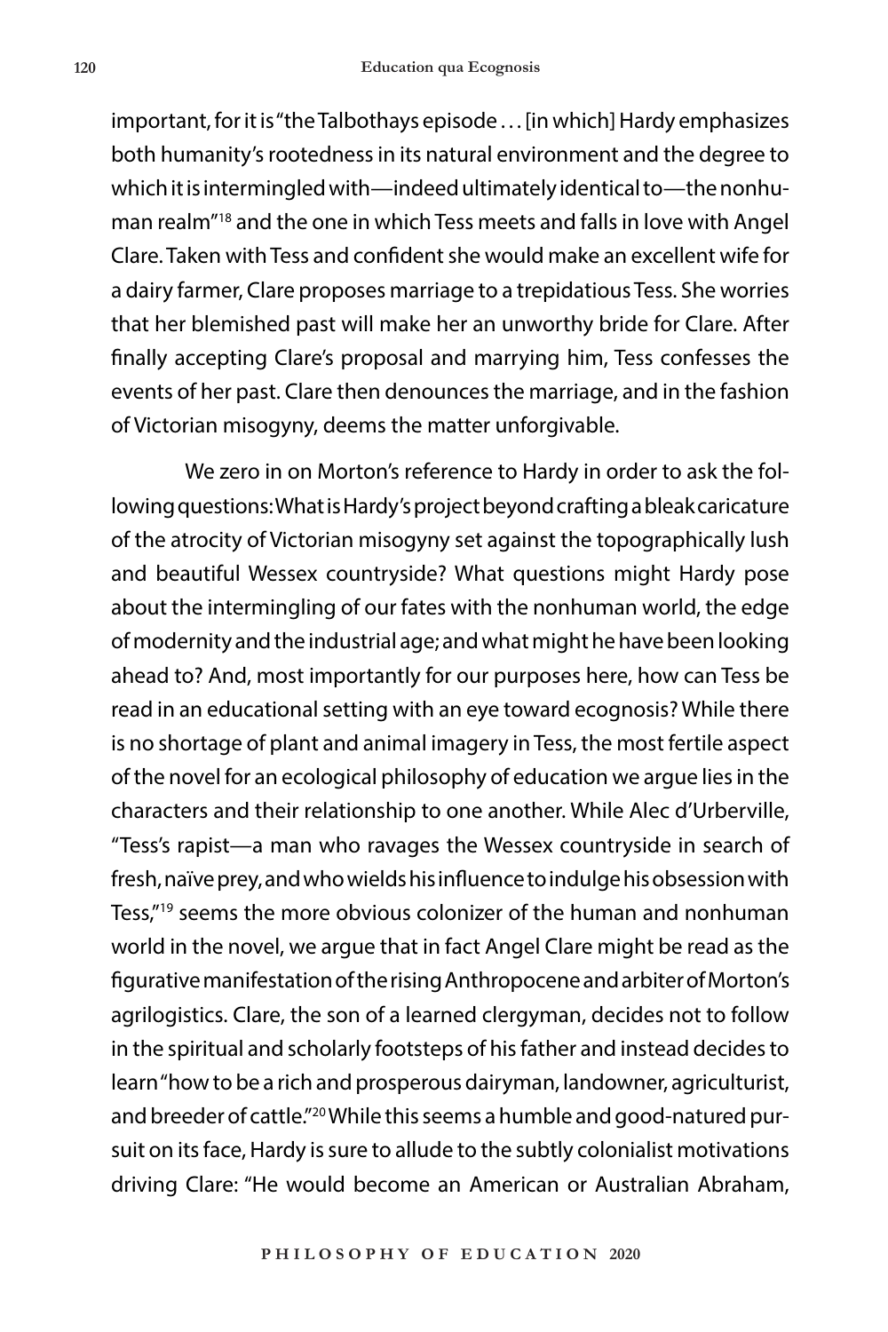important, for it is "the Talbothays episode . . . [in which] Hardy emphasizes both humanity's rootedness in its natural environment and the degree to which it is intermingled with—indeed ultimately identical to—the nonhuman realm"[18] and the one in which Tess meets and falls in love with Angel Clare. Taken with Tess and confident she would make an excellent wife for a dairy farmer, Clare proposes marriage to a trepidatious Tess. She worries that her blemished past will make her an unworthy bride for Clare. After finally accepting Clare's proposal and marrying him, Tess confesses the events of her past. Clare then denounces the marriage, and in the fashion of Victorian misogyny, deems the matter unforgivable.

We zero in on Morton's reference to Hardy in order to ask the following questions: What is Hardy's project beyond crafting a bleak caricature of the atrocity of Victorian misogyny set against the topographically lush and beautiful Wessex countryside? What questions might Hardy pose about the intermingling of our fates with the nonhuman world, the edge of modernity and the industrial age; and what might he have been looking ahead to? And, most importantly for our purposes here, how can Tess be read in an educational setting with an eye toward ecognosis? While there is no shortage of plant and animal imagery in Tess, the most fertile aspect of the novel for an ecological philosophy of education we argue lies in the characters and their relationship to one another. While Alec d'Urberville, "Tess's rapist—a man who ravages the Wessex countryside in search of fresh, naïve prey, and who wields his influence to indulge his obsession with Tess,"[19] seems the more obvious colonizer of the human and nonhuman world in the novel, we argue that in fact Angel Clare might be read as the figurative manifestation of the rising Anthropocene and arbiter of Morton's agrilogistics. Clare, the son of a learned clergyman, decides not to follow in the spiritual and scholarly footsteps of his father and instead decides to learn "how to be a rich and prosperous dairyman, landowner, agriculturist, and breeder of cattle."[20] While this seems a humble and good-natured pursuit on its face, Hardy is sure to allude to the subtly colonialist motivations driving Clare: "He would become an American or Australian Abraham,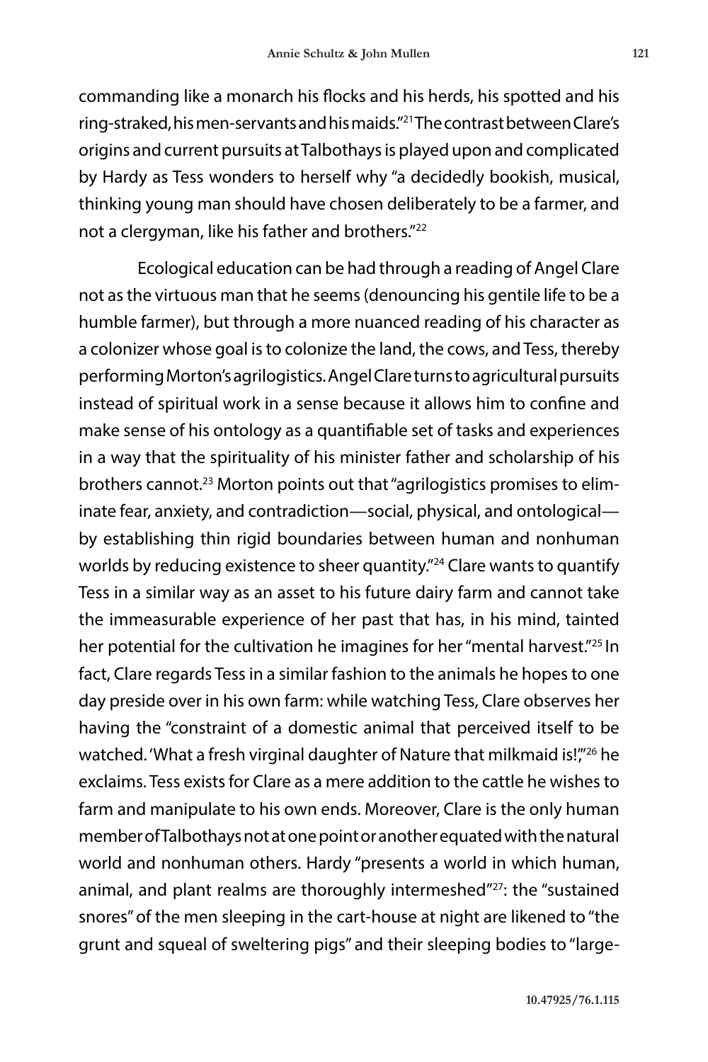commanding like a monarch his flocks and his herds, his spotted and his ring-straked, his men-servants and his maids."[21] The contrast between Clare's origins and current pursuits at Talbothays is played upon and complicated by Hardy as Tess wonders to herself why "a decidedly bookish, musical, thinking young man should have chosen deliberately to be a farmer, and not a clergyman, like his father and brothers."[22]

Ecological education can be had through a reading of Angel Clare not as the virtuous man that he seems (denouncing his gentile life to be a humble farmer), but through a more nuanced reading of his character as a colonizer whose goal is to colonize the land, the cows, and Tess, thereby performing Morton's agrilogistics. Angel Clare turns to agricultural pursuits instead of spiritual work in a sense because it allows him to confine and make sense of his ontology as a quantifiable set of tasks and experiences in a way that the spirituality of his minister father and scholarship of his brothers cannot.[23] Morton points out that "agrilogistics promises to eliminate fear, anxiety, and contradiction—social, physical, and ontological—by establishing thin rigid boundaries between human and nonhuman worlds by reducing existence to sheer quantity."[24] Clare wants to quantify Tess in a similar way as an asset to his future dairy farm and cannot take the immeasurable experience of her past that has, in his mind, tainted her potential for the cultivation he imagines for her "mental harvest."[25] In fact, Clare regards Tess in a similar fashion to the animals he hopes to one day preside over in his own farm: while watching Tess, Clare observes her having the "constraint of a domestic animal that perceived itself to be watched. 'What a fresh virginal daughter of Nature that milkmaid is!'"[26] he exclaims. Tess exists for Clare as a mere addition to the cattle he wishes to farm and manipulate to his own ends. Moreover, Clare is the only human member of Talbothays not at one point or another equated with the natural world and nonhuman others. Hardy "presents a world in which human, animal, and plant realms are thoroughly intermeshed"[27]: the "sustained snores" of the men sleeping in the cart-house at night are likened to "the grunt and squeal of sweltering pigs" and their sleeping bodies to "large-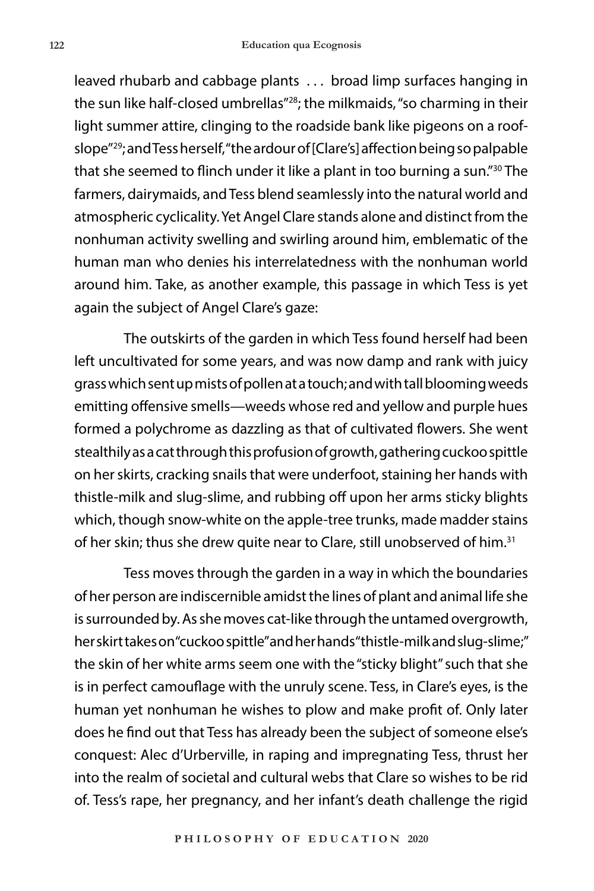leaved rhubarb and cabbage plants . . . broad limp surfaces hanging in the sun like half-closed umbrellas"[28]; the milkmaids, "so charming in their light summer attire, clinging to the roadside bank like pigeons on a roof-slope"[29]; and Tess herself, "the ardour of [Clare's] affection being so palpable that she seemed to flinch under it like a plant in too burning a sun."[30] The farmers, dairymaids, and Tess blend seamlessly into the natural world and atmospheric cyclicality. Yet Angel Clare stands alone and distinct from the nonhuman activity swelling and swirling around him, emblematic of the human man who denies his interrelatedness with the nonhuman world around him. Take, as another example, this passage in which Tess is yet again the subject of Angel Clare's gaze:

> The outskirts of the garden in which Tess found herself had been left uncultivated for some years, and was now damp and rank with juicy grass which sent up mists of pollen at a touch; and with tall blooming weeds emitting offensive smells—weeds whose red and yellow and purple hues formed a polychrome as dazzling as that of cultivated flowers. She went stealthily as a cat through this profusion of growth, gathering cuckoo spittle on her skirts, cracking snails that were underfoot, staining her hands with thistle-milk and slug-slime, and rubbing off upon her arms sticky blights which, though snow-white on the apple-tree trunks, made madder stains of her skin; thus she drew quite near to Clare, still unobserved of him.[31]

Tess moves through the garden in a way in which the boundaries of her person are indiscernible amidst the lines of plant and animal life she is surrounded by. As she moves cat-like through the untamed overgrowth, her skirt takes on "cuckoo spittle" and her hands "thistle-milk and slug-slime;" the skin of her white arms seem one with the "sticky blight" such that she is in perfect camouflage with the unruly scene. Tess, in Clare's eyes, is the human yet nonhuman he wishes to plow and make profit of. Only later does he find out that Tess has already been the subject of someone else's conquest: Alec d'Urberville, in raping and impregnating Tess, thrust her into the realm of societal and cultural webs that Clare so wishes to be rid of. Tess's rape, her pregnancy, and her infant's death challenge the rigid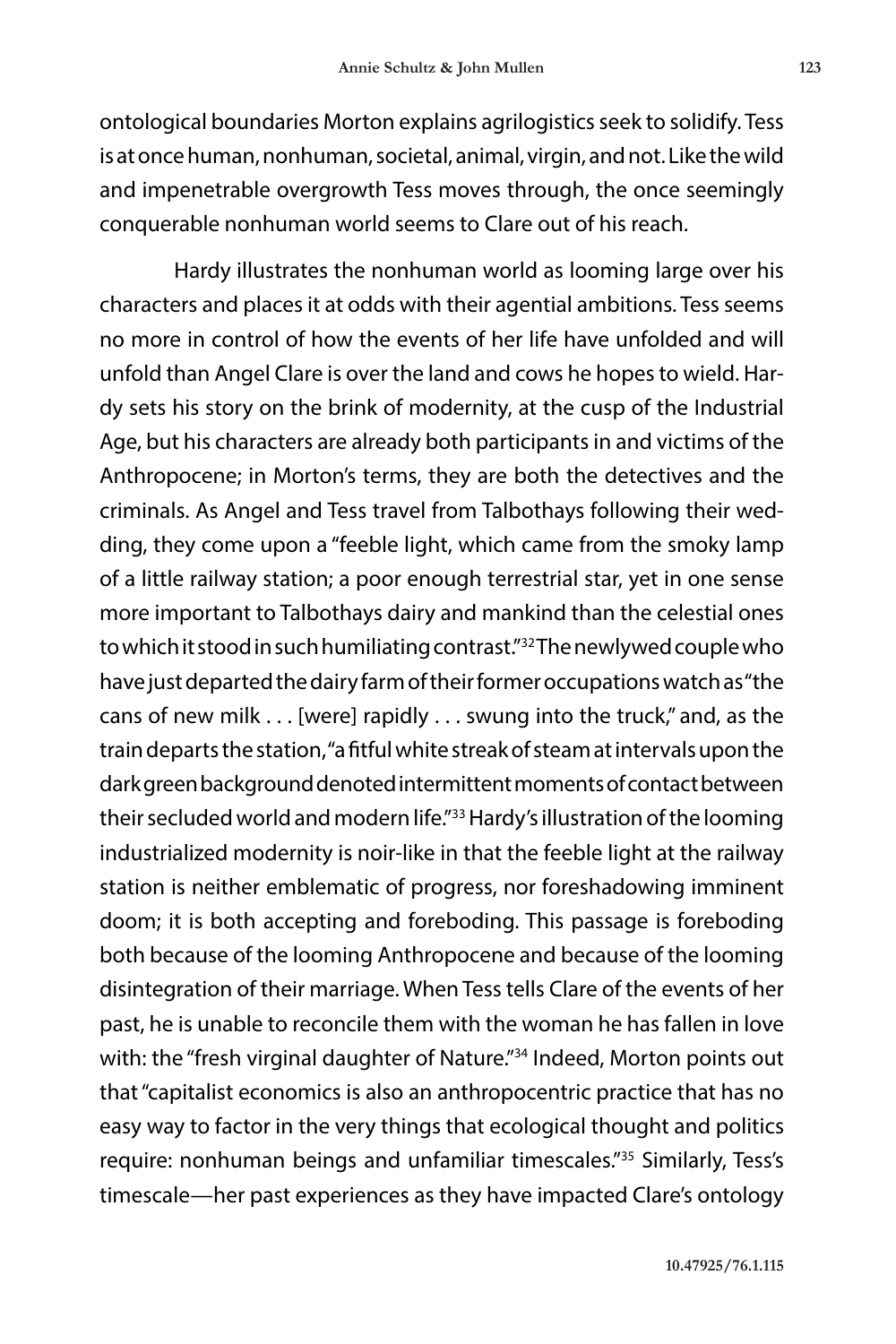ontological boundaries Morton explains agrilogistics seek to solidify. Tess is at once human, nonhuman, societal, animal, virgin, and not. Like the wild and impenetrable overgrowth Tess moves through, the once seemingly conquerable nonhuman world seems to Clare out of his reach.

Hardy illustrates the nonhuman world as looming large over his characters and places it at odds with their agential ambitions. Tess seems no more in control of how the events of her life have unfolded and will unfold than Angel Clare is over the land and cows he hopes to wield. Hardy sets his story on the brink of modernity, at the cusp of the Industrial Age, but his characters are already both participants in and victims of the Anthropocene; in Morton's terms, they are both the detectives and the criminals. As Angel and Tess travel from Talbothays following their wedding, they come upon a "feeble light, which came from the smoky lamp of a little railway station; a poor enough terrestrial star, yet in one sense more important to Talbothays dairy and mankind than the celestial ones to which it stood in such humiliating contrast."[32] The newlywed couple who have just departed the dairy farm of their former occupations watch as "the cans of new milk . . . [were] rapidly . . . swung into the truck," and, as the train departs the station, "a fitful white streak of steam at intervals upon the dark green background denoted intermittent moments of contact between their secluded world and modern life."[33] Hardy's illustration of the looming industrialized modernity is noir-like in that the feeble light at the railway station is neither emblematic of progress, nor foreshadowing imminent doom; it is both accepting and foreboding. This passage is foreboding both because of the looming Anthropocene and because of the looming disintegration of their marriage. When Tess tells Clare of the events of her past, he is unable to reconcile them with the woman he has fallen in love with: the "fresh virginal daughter of Nature."[34] Indeed, Morton points out that "capitalist economics is also an anthropocentric practice that has no easy way to factor in the very things that ecological thought and politics require: nonhuman beings and unfamiliar timescales."[35] Similarly, Tess's timescale—her past experiences as they have impacted Clare's ontology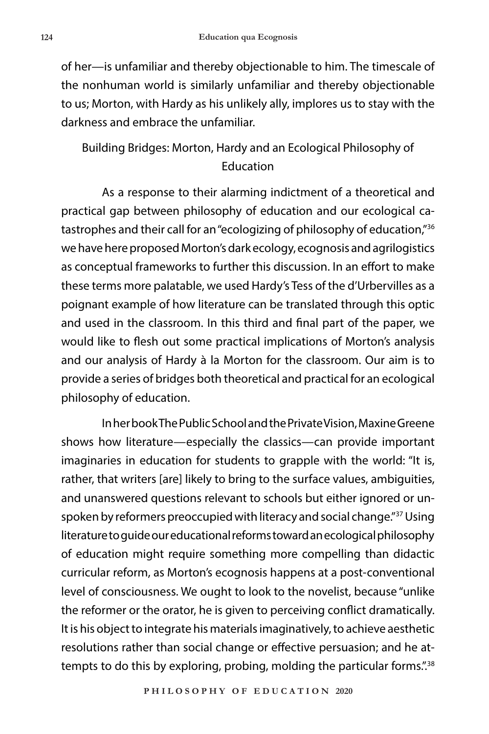of her—is unfamiliar and thereby objectionable to him. The timescale of the nonhuman world is similarly unfamiliar and thereby objectionable to us; Morton, with Hardy as his unlikely ally, implores us to stay with the darkness and embrace the unfamiliar.

## Building Bridges: Morton, Hardy and an Ecological Philosophy of Education

As a response to their alarming indictment of a theoretical and practical gap between philosophy of education and our ecological catastrophes and their call for an "ecologizing of philosophy of education,"[36] we have here proposed Morton's dark ecology, ecognosis and agrilogistics as conceptual frameworks to further this discussion. In an effort to make these terms more palatable, we used Hardy's Tess of the d'Urbervilles as a poignant example of how literature can be translated through this optic and used in the classroom. In this third and final part of the paper, we would like to flesh out some practical implications of Morton's analysis and our analysis of Hardy à la Morton for the classroom. Our aim is to provide a series of bridges both theoretical and practical for an ecological philosophy of education.

In her book The Public School and the Private Vision, Maxine Greene shows how literature—especially the classics—can provide important imaginaries in education for students to grapple with the world: "It is, rather, that writers [are] likely to bring to the surface values, ambiguities, and unanswered questions relevant to schools but either ignored or unspoken by reformers preoccupied with literacy and social change."[37] Using literature to guide our educational reforms toward an ecological philosophy of education might require something more compelling than didactic curricular reform, as Morton's ecognosis happens at a post-conventional level of consciousness. We ought to look to the novelist, because "unlike the reformer or the orator, he is given to perceiving conflict dramatically. It is his object to integrate his materials imaginatively, to achieve aesthetic resolutions rather than social change or effective persuasion; and he attempts to do this by exploring, probing, molding the particular forms.".[38]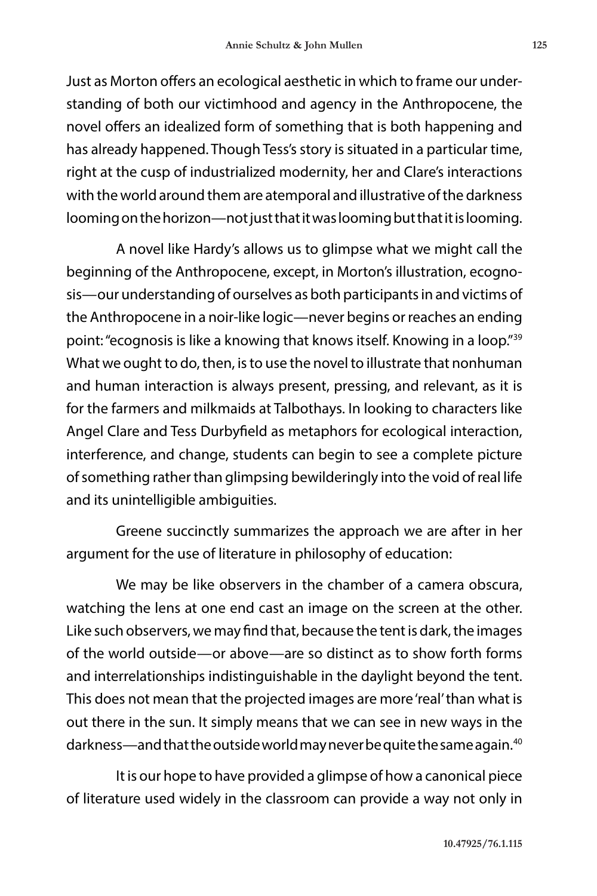Just as Morton offers an ecological aesthetic in which to frame our understanding of both our victimhood and agency in the Anthropocene, the novel offers an idealized form of something that is both happening and has already happened. Though Tess's story is situated in a particular time, right at the cusp of industrialized modernity, her and Clare's interactions with the world around them are atemporal and illustrative of the darkness looming on the horizon—not just that it was looming but that it is looming.

A novel like Hardy's allows us to glimpse what we might call the beginning of the Anthropocene, except, in Morton's illustration, ecognosis—our understanding of ourselves as both participants in and victims of the Anthropocene in a noir-like logic—never begins or reaches an ending point: "ecognosis is like a knowing that knows itself. Knowing in a loop."[39] What we ought to do, then, is to use the novel to illustrate that nonhuman and human interaction is always present, pressing, and relevant, as it is for the farmers and milkmaids at Talbothays. In looking to characters like Angel Clare and Tess Durbyfield as metaphors for ecological interaction, interference, and change, students can begin to see a complete picture of something rather than glimpsing bewilderingly into the void of real life and its unintelligible ambiguities.

Greene succinctly summarizes the approach we are after in her argument for the use of literature in philosophy of education:

> We may be like observers in the chamber of a camera obscura, watching the lens at one end cast an image on the screen at the other. Like such observers, we may find that, because the tent is dark, the images of the world outside—or above—are so distinct as to show forth forms and interrelationships indistinguishable in the daylight beyond the tent. This does not mean that the projected images are more 'real' than what is out there in the sun. It simply means that we can see in new ways in the darkness—and that the outside world may never be quite the same again.[40]

It is our hope to have provided a glimpse of how a canonical piece of literature used widely in the classroom can provide a way not only in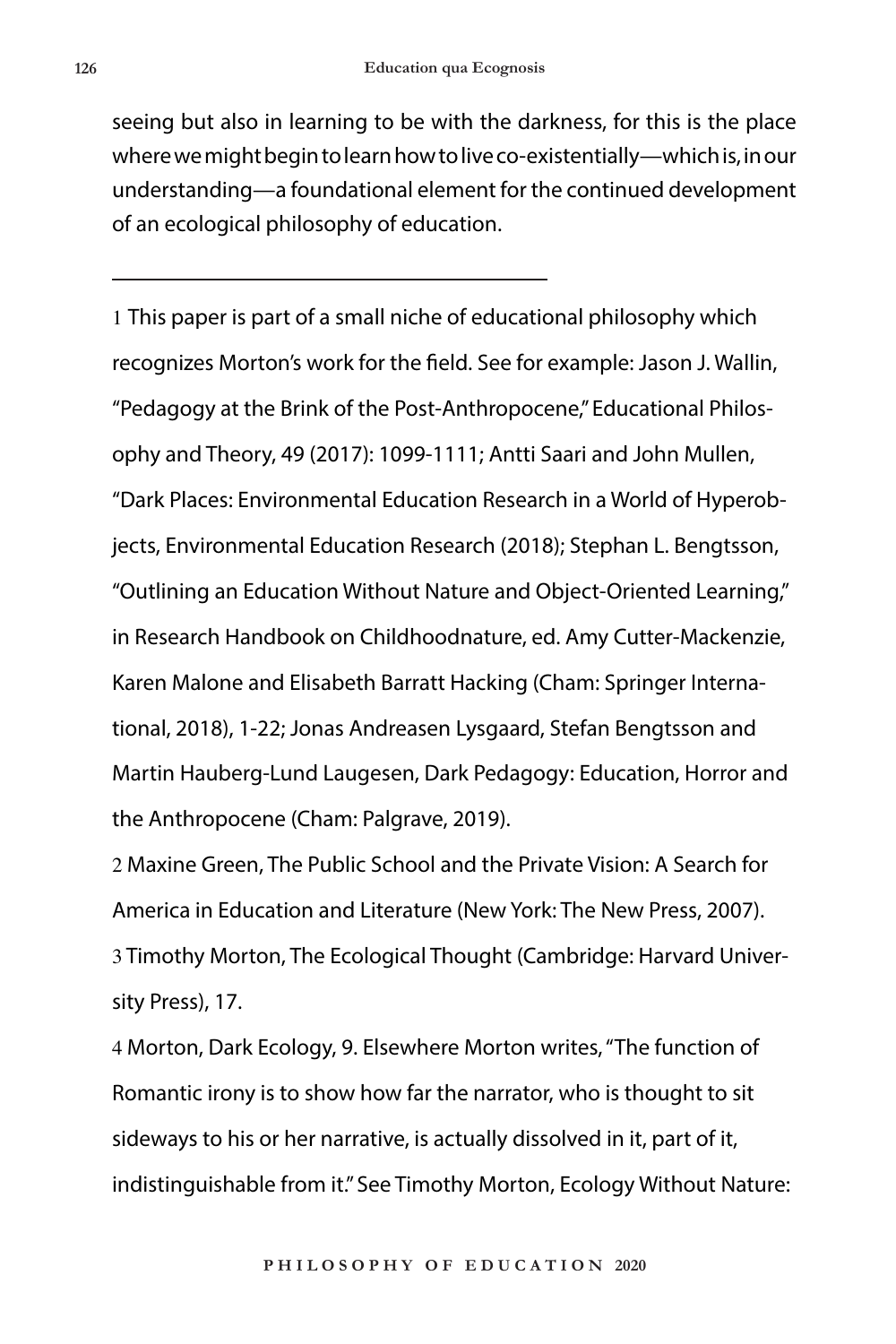seeing but also in learning to be with the darkness, for this is the place where we might begin to learn how to live co-existentially—which is, in our understanding—a foundational element for the continued development of an ecological philosophy of education.

---

1 This paper is part of a small niche of educational philosophy which recognizes Morton's work for the field. See for example: Jason J. Wallin, "Pedagogy at the Brink of the Post-Anthropocene," Educational Philosophy and Theory, 49 (2017): 1099-1111; Antti Saari and John Mullen, "Dark Places: Environmental Education Research in a World of Hyperobjects, Environmental Education Research (2018); Stephan L. Bengtsson, "Outlining an Education Without Nature and Object-Oriented Learning," in Research Handbook on Childhoodnature, ed. Amy Cutter-Mackenzie, Karen Malone and Elisabeth Barratt Hacking (Cham: Springer International, 2018), 1-22; Jonas Andreasen Lysgaard, Stefan Bengtsson and Martin Hauberg-Lund Laugesen, Dark Pedagogy: Education, Horror and the Anthropocene (Cham: Palgrave, 2019).

2 Maxine Green, The Public School and the Private Vision: A Search for America in Education and Literature (New York: The New Press, 2007).

3 Timothy Morton, The Ecological Thought (Cambridge: Harvard University Press), 17.

4 Morton, Dark Ecology, 9. Elsewhere Morton writes, "The function of Romantic irony is to show how far the narrator, who is thought to sit sideways to his or her narrative, is actually dissolved in it, part of it, indistinguishable from it." See Timothy Morton, Ecology Without Nature: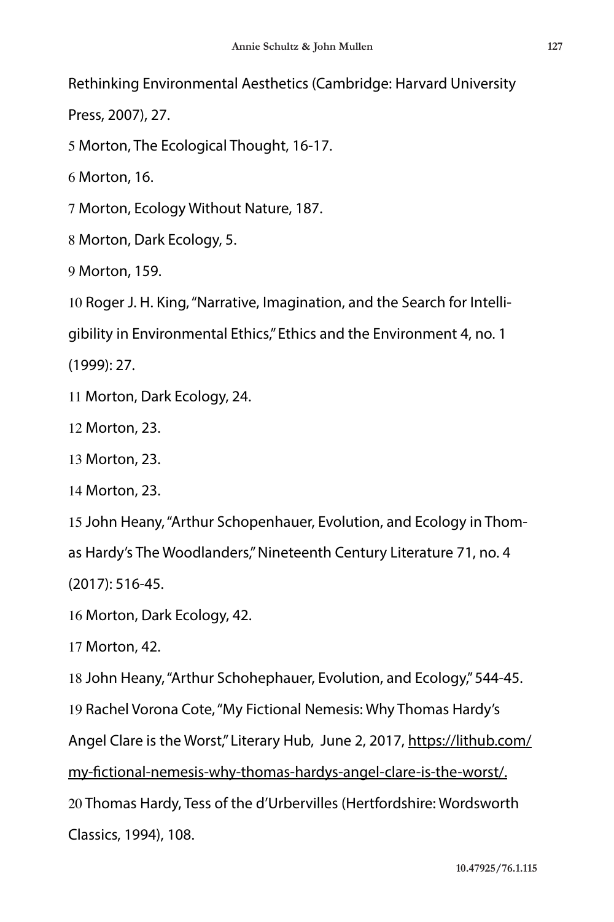Rethinking Environmental Aesthetics (Cambridge: Harvard University Press, 2007), 27.

5 Morton, The Ecological Thought, 16-17.

6 Morton, 16.

7 Morton, Ecology Without Nature, 187.

8 Morton, Dark Ecology, 5.

9 Morton, 159.

10 Roger J. H. King, "Narrative, Imagination, and the Search for Intelligibility in Environmental Ethics," Ethics and the Environment 4, no. 1 (1999): 27.

11 Morton, Dark Ecology, 24.

12 Morton, 23.

13 Morton, 23.

14 Morton, 23.

15 John Heany, "Arthur Schopenhauer, Evolution, and Ecology in Thomas Hardy's The Woodlanders," Nineteenth Century Literature 71, no. 4 (2017): 516-45.

16 Morton, Dark Ecology, 42.

17 Morton, 42.

18 John Heany, "Arthur Schohephauer, Evolution, and Ecology," 544-45.

19 Rachel Vorona Cote, "My Fictional Nemesis: Why Thomas Hardy's Angel Clare is the Worst," Literary Hub, June 2, 2017, https://lithub.com/my-fictional-nemesis-why-thomas-hardys-angel-clare-is-the-worst/.

20 Thomas Hardy, Tess of the d'Urbervilles (Hertfordshire: Wordsworth Classics, 1994), 108.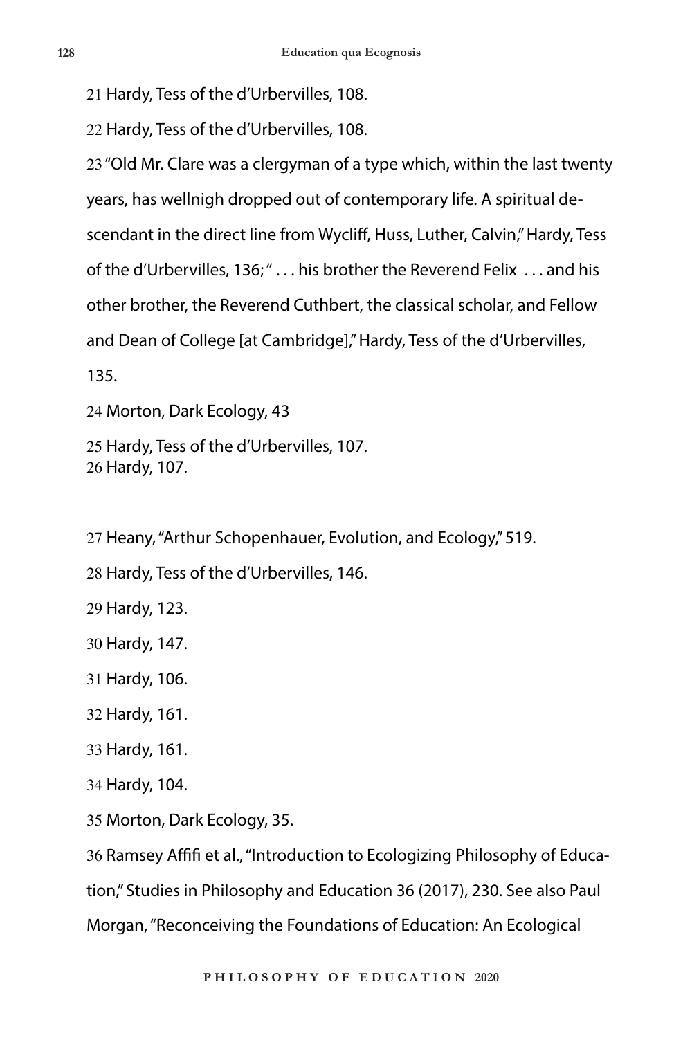21 Hardy, Tess of the d'Urbervilles, 108.

22 Hardy, Tess of the d'Urbervilles, 108.

23 "Old Mr. Clare was a clergyman of a type which, within the last twenty years, has wellnigh dropped out of contemporary life. A spiritual descendant in the direct line from Wycliff, Huss, Luther, Calvin," Hardy, Tess of the d'Urbervilles, 136; " . . . his brother the Reverend Felix . . . and his other brother, the Reverend Cuthbert, the classical scholar, and Fellow and Dean of College [at Cambridge]," Hardy, Tess of the d'Urbervilles, 135.

24 Morton, Dark Ecology, 43

25 Hardy, Tess of the d'Urbervilles, 107.

26 Hardy, 107.

27 Heany, "Arthur Schopenhauer, Evolution, and Ecology," 519.

28 Hardy, Tess of the d'Urbervilles, 146.

29 Hardy, 123.

30 Hardy, 147.

31 Hardy, 106.

32 Hardy, 161.

33 Hardy, 161.

34 Hardy, 104.

35 Morton, Dark Ecology, 35.

36 Ramsey Affifi et al., "Introduction to Ecologizing Philosophy of Education," Studies in Philosophy and Education 36 (2017), 230. See also Paul Morgan, "Reconceiving the Foundations of Education: An Ecological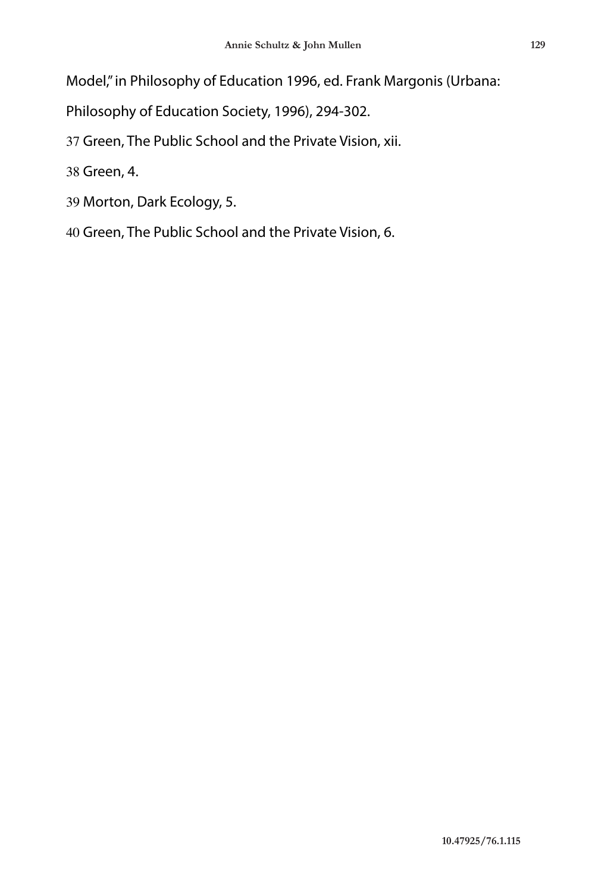Model," in Philosophy of Education 1996, ed. Frank Margonis (Urbana: Philosophy of Education Society, 1996), 294-302.

37 Green, The Public School and the Private Vision, xii.

38 Green, 4.

39 Morton, Dark Ecology, 5.

40 Green, The Public School and the Private Vision, 6.